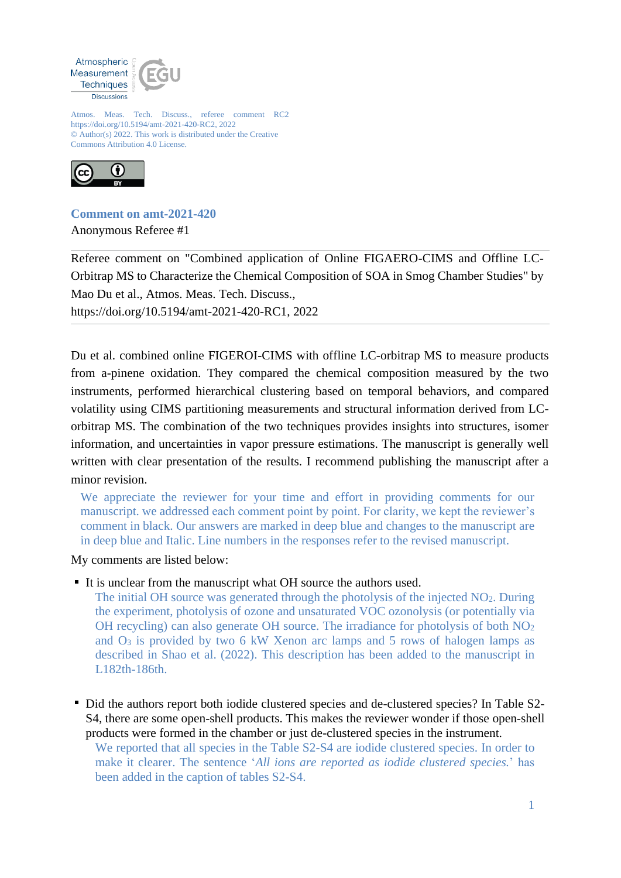Atmospheric Measurement Techniques Discussions

Atmos. Meas. Tech. Discuss., referee comment RC2
https://doi.org/10.5194/amt-2021-420-RC2, 2022
© Author(s) 2022. This work is distributed under the Creative Commons Attribution 4.0 License.

## Comment on amt-2021-420

Anonymous Referee #1

---

Referee comment on "Combined application of Online FIGAERO-CIMS and Offline LC-Orbitrap MS to Characterize the Chemical Composition of SOA in Smog Chamber Studies" by Mao Du et al., Atmos. Meas. Tech. Discuss., https://doi.org/10.5194/amt-2021-420-RC1, 2022

---

Du et al. combined online FIGEROI-CIMS with offline LC-orbitrap MS to measure products from a-pinene oxidation. They compared the chemical composition measured by the two instruments, performed hierarchical clustering based on temporal behaviors, and compared volatility using CIMS partitioning measurements and structural information derived from LC-orbitrap MS. The combination of the two techniques provides insights into structures, isomer information, and uncertainties in vapor pressure estimations. The manuscript is generally well written with clear presentation of the results. I recommend publishing the manuscript after a minor revision.

We appreciate the reviewer for your time and effort in providing comments for our manuscript. we addressed each comment point by point. For clarity, we kept the reviewer's comment in black. Our answers are marked in deep blue and changes to the manuscript are in deep blue and Italic. Line numbers in the responses refer to the revised manuscript.

My comments are listed below:

- It is unclear from the manuscript what OH source the authors used.

  The initial OH source was generated through the photolysis of the injected $NO_2$. During the experiment, photolysis of ozone and unsaturated VOC ozonolysis (or potentially via OH recycling) can also generate OH source. The irradiance for photolysis of both $NO_2$ and $O_3$ is provided by two 6 kW Xenon arc lamps and 5 rows of halogen lamps as described in Shao et al. (2022). This description has been added to the manuscript in L182th-186th.

- Did the authors report both iodide clustered species and de-clustered species? In Table S2-S4, there are some open-shell products. This makes the reviewer wonder if those open-shell products were formed in the chamber or just de-clustered species in the instrument.

  We reported that all species in the Table S2-S4 are iodide clustered species. In order to make it clearer. The sentence '*All ions are reported as iodide clustered species.*' has been added in the caption of tables S2-S4.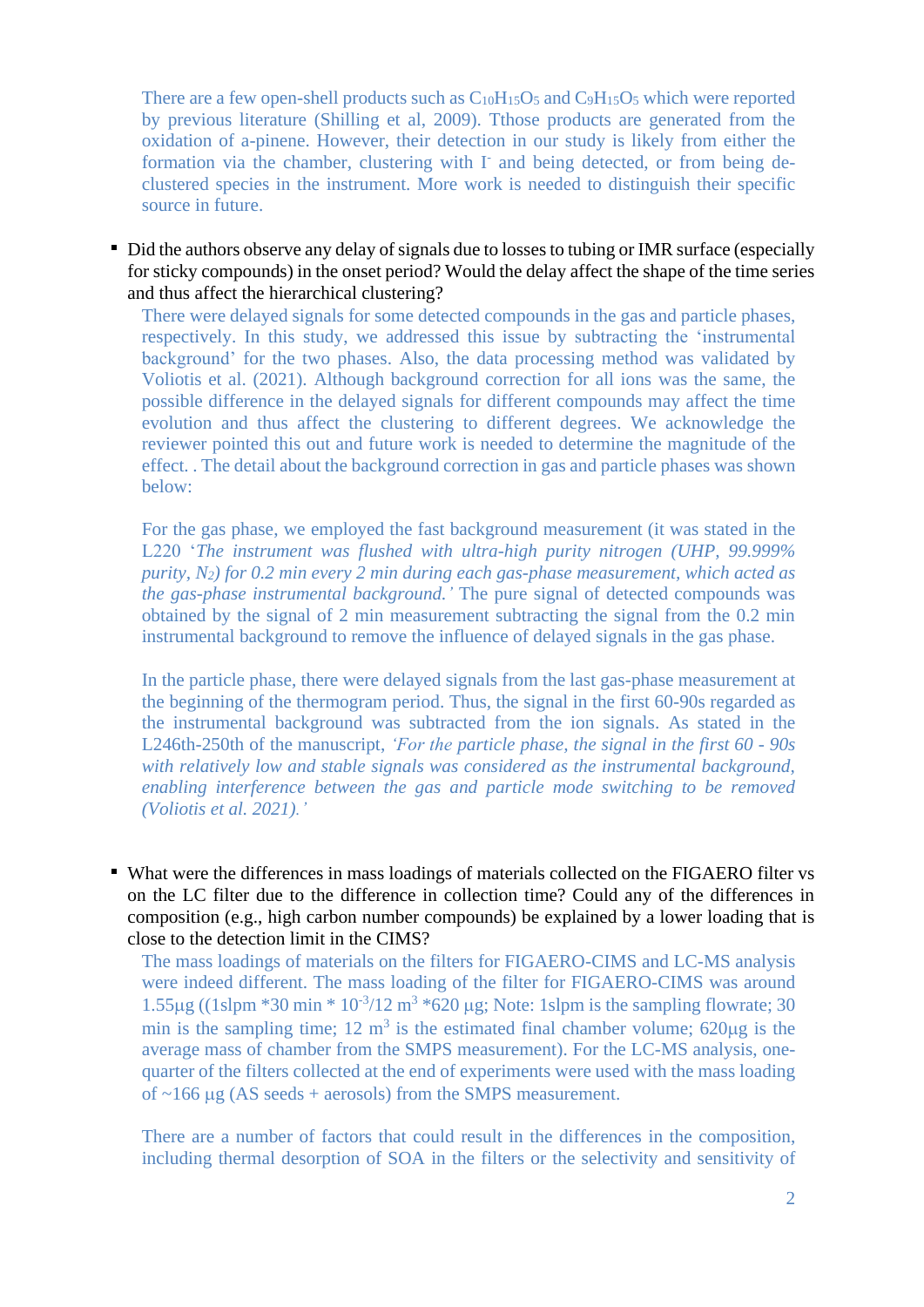There are a few open-shell products such as $C_{10}H_{15}O_5$ and $C_9H_{15}O_5$ which were reported by previous literature (Shilling et al, 2009). Tthose products are generated from the oxidation of a-pinene. However, their detection in our study is likely from either the formation via the chamber, clustering with $I^-$ and being detected, or from being de-clustered species in the instrument. More work is needed to distinguish their specific source in future.

- Did the authors observe any delay of signals due to losses to tubing or IMR surface (especially for sticky compounds) in the onset period? Would the delay affect the shape of the time series and thus affect the hierarchical clustering?

  There were delayed signals for some detected compounds in the gas and particle phases, respectively. In this study, we addressed this issue by subtracting the 'instrumental background' for the two phases. Also, the data processing method was validated by Voliotis et al. (2021). Although background correction for all ions was the same, the possible difference in the delayed signals for different compounds may affect the time evolution and thus affect the clustering to different degrees. We acknowledge the reviewer pointed this out and future work is needed to determine the magnitude of the effect. . The detail about the background correction in gas and particle phases was shown below:

  For the gas phase, we employed the fast background measurement (it was stated in the L220 '*The instrument was flushed with ultra-high purity nitrogen (UHP, 99.999% purity, $N_2$) for 0.2 min every 2 min during each gas-phase measurement, which acted as the gas-phase instrumental background.*' The pure signal of detected compounds was obtained by the signal of 2 min measurement subtracting the signal from the 0.2 min instrumental background to remove the influence of delayed signals in the gas phase.

  In the particle phase, there were delayed signals from the last gas-phase measurement at the beginning of the thermogram period. Thus, the signal in the first 60-90s regarded as the instrumental background was subtracted from the ion signals. As stated in the L246th-250th of the manuscript, *'For the particle phase, the signal in the first 60 - 90s with relatively low and stable signals was considered as the instrumental background, enabling interference between the gas and particle mode switching to be removed (Voliotis et al. 2021).'*

- What were the differences in mass loadings of materials collected on the FIGAERO filter vs on the LC filter due to the difference in collection time? Could any of the differences in composition (e.g., high carbon number compounds) be explained by a lower loading that is close to the detection limit in the CIMS?

  The mass loadings of materials on the filters for FIGAERO-CIMS and LC-MS analysis were indeed different. The mass loading of the filter for FIGAERO-CIMS was around 1.55μg ((1slpm *30 min * $10^{-3}$/12 $m^3$ *620 μg; Note: 1slpm is the sampling flowrate; 30 min is the sampling time; 12 $m^3$ is the estimated final chamber volume; 620μg is the average mass of chamber from the SMPS measurement). For the LC-MS analysis, one-quarter of the filters collected at the end of experiments were used with the mass loading of ~166 μg (AS seeds + aerosols) from the SMPS measurement.

  There are a number of factors that could result in the differences in the composition, including thermal desorption of SOA in the filters or the selectivity and sensitivity of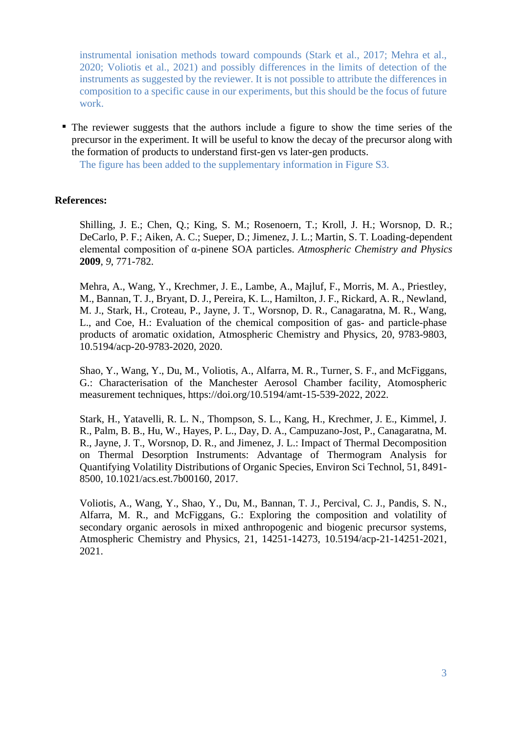instrumental ionisation methods toward compounds (Stark et al., 2017; Mehra et al., 2020; Voliotis et al., 2021) and possibly differences in the limits of detection of the instruments as suggested by the reviewer. It is not possible to attribute the differences in composition to a specific cause in our experiments, but this should be the focus of future work.

- The reviewer suggests that the authors include a figure to show the time series of the precursor in the experiment. It will be useful to know the decay of the precursor along with the formation of products to understand first-gen vs later-gen products.

  The figure has been added to the supplementary information in Figure S3.

**References:**

Shilling, J. E.; Chen, Q.; King, S. M.; Rosenoern, T.; Kroll, J. H.; Worsnop, D. R.; DeCarlo, P. F.; Aiken, A. C.; Sueper, D.; Jimenez, J. L.; Martin, S. T. Loading-dependent elemental composition of α-pinene SOA particles. *Atmospheric Chemistry and Physics* **2009**, *9*, 771-782.

Mehra, A., Wang, Y., Krechmer, J. E., Lambe, A., Majluf, F., Morris, M. A., Priestley, M., Bannan, T. J., Bryant, D. J., Pereira, K. L., Hamilton, J. F., Rickard, A. R., Newland, M. J., Stark, H., Croteau, P., Jayne, J. T., Worsnop, D. R., Canagaratna, M. R., Wang, L., and Coe, H.: Evaluation of the chemical composition of gas- and particle-phase products of aromatic oxidation, Atmospheric Chemistry and Physics, 20, 9783-9803, 10.5194/acp-20-9783-2020, 2020.

Shao, Y., Wang, Y., Du, M., Voliotis, A., Alfarra, M. R., Turner, S. F., and McFiggans, G.: Characterisation of the Manchester Aerosol Chamber facility, Atomospheric measurement techniques, https://doi.org/10.5194/amt-15-539-2022, 2022.

Stark, H., Yatavelli, R. L. N., Thompson, S. L., Kang, H., Krechmer, J. E., Kimmel, J. R., Palm, B. B., Hu, W., Hayes, P. L., Day, D. A., Campuzano-Jost, P., Canagaratna, M. R., Jayne, J. T., Worsnop, D. R., and Jimenez, J. L.: Impact of Thermal Decomposition on Thermal Desorption Instruments: Advantage of Thermogram Analysis for Quantifying Volatility Distributions of Organic Species, Environ Sci Technol, 51, 8491-8500, 10.1021/acs.est.7b00160, 2017.

Voliotis, A., Wang, Y., Shao, Y., Du, M., Bannan, T. J., Percival, C. J., Pandis, S. N., Alfarra, M. R., and McFiggans, G.: Exploring the composition and volatility of secondary organic aerosols in mixed anthropogenic and biogenic precursor systems, Atmospheric Chemistry and Physics, 21, 14251-14273, 10.5194/acp-21-14251-2021, 2021.